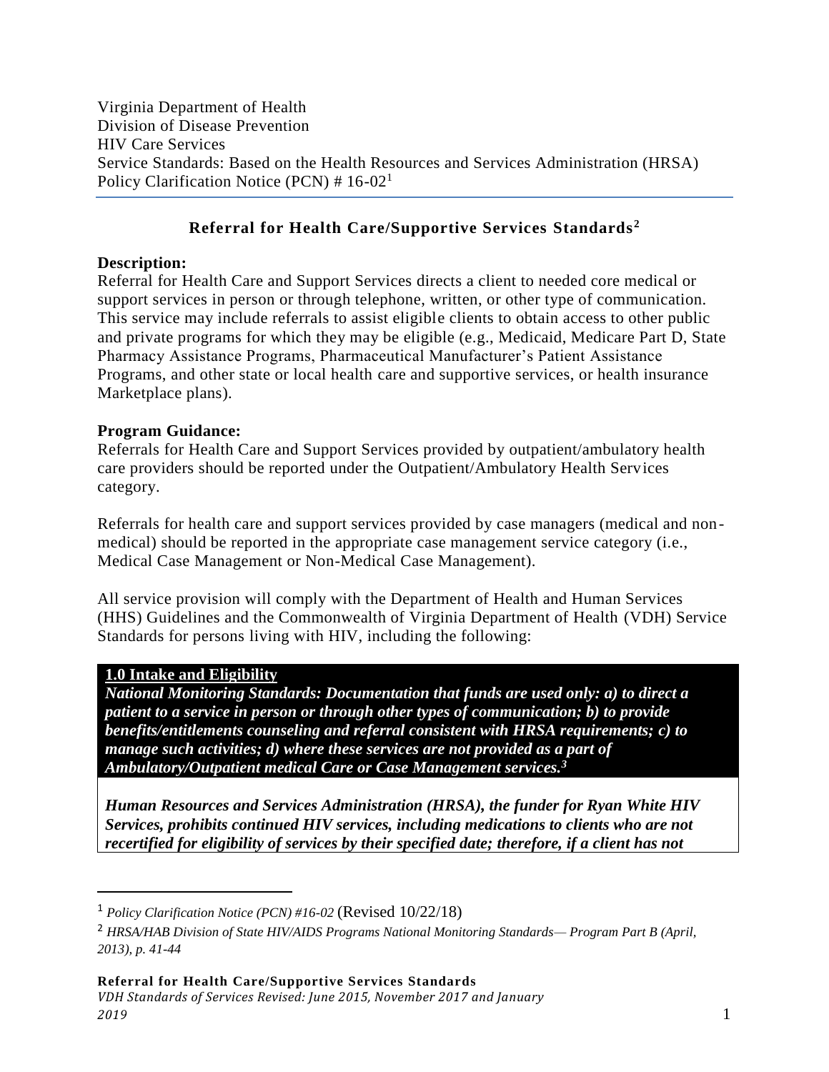Virginia Department of Health
Division of Disease Prevention
HIV Care Services
Service Standards: Based on the Health Resources and Services Administration (HRSA) Policy Clarification Notice (PCN) # 16-02[1]

## Referral for Health Care/Supportive Services Standards[2]

**Description:**
Referral for Health Care and Support Services directs a client to needed core medical or support services in person or through telephone, written, or other type of communication. This service may include referrals to assist eligible clients to obtain access to other public and private programs for which they may be eligible (e.g., Medicaid, Medicare Part D, State Pharmacy Assistance Programs, Pharmaceutical Manufacturer's Patient Assistance Programs, and other state or local health care and supportive services, or health insurance Marketplace plans).

**Program Guidance:**
Referrals for Health Care and Support Services provided by outpatient/ambulatory health care providers should be reported under the Outpatient/Ambulatory Health Services category.

Referrals for health care and support services provided by case managers (medical and non-medical) should be reported in the appropriate case management service category (i.e., Medical Case Management or Non-Medical Case Management).

All service provision will comply with the Department of Health and Human Services (HHS) Guidelines and the Commonwealth of Virginia Department of Health (VDH) Service Standards for persons living with HIV, including the following:

**1.0 Intake and Eligibility**

***National Monitoring Standards: Documentation that funds are used only: a) to direct a patient to a service in person or through other types of communication; b) to provide benefits/entitlements counseling and referral consistent with HRSA requirements; c) to manage such activities; d) where these services are not provided as a part of Ambulatory/Outpatient medical Care or Case Management services.[3]***

***Human Resources and Services Administration (HRSA), the funder for Ryan White HIV Services, prohibits continued HIV services, including medications to clients who are not recertified for eligibility of services by their specified date; therefore, if a client has not***

[1] *Policy Clarification Notice (PCN) #16-02* (Revised 10/22/18)

[2] *HRSA/HAB Division of State HIV/AIDS Programs National Monitoring Standards— Program Part B (April, 2013), p. 41-44*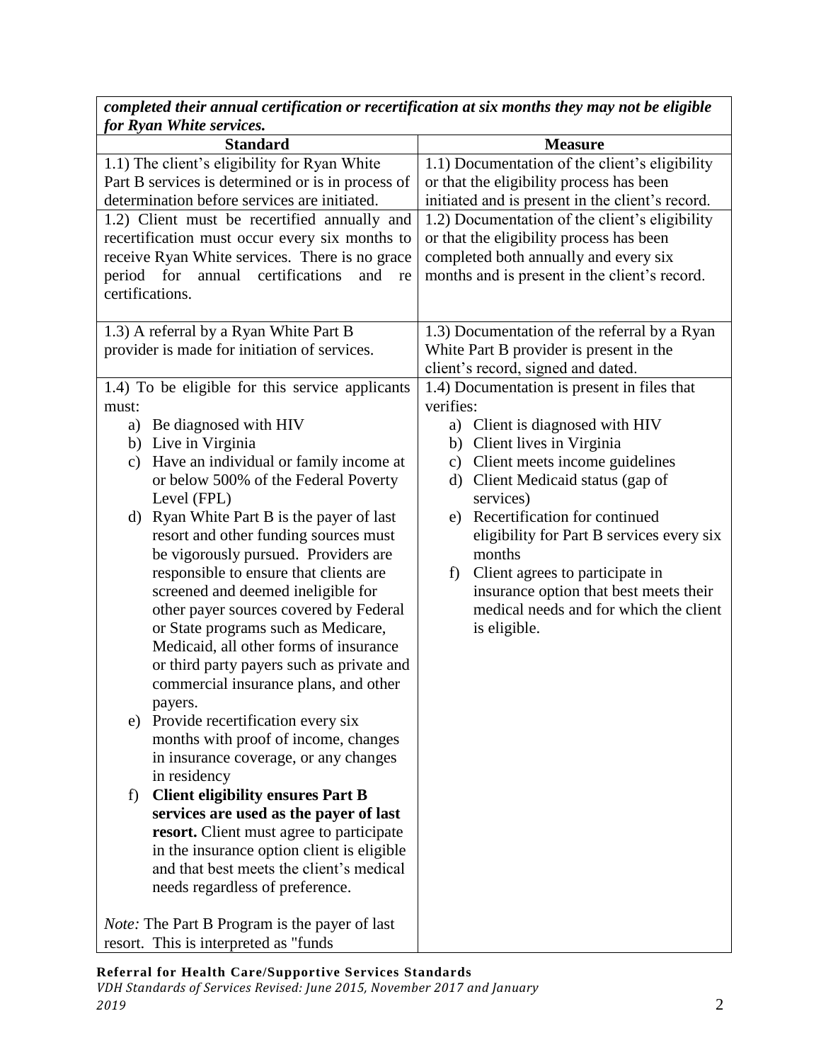| ***completed their annual certification or recertification at six months they may not be eligible for Ryan White services.*** | |
|---|---|
| **Standard** | **Measure** |
| 1.1) The client's eligibility for Ryan White Part B services is determined or is in process of determination before services are initiated. | 1.1) Documentation of the client's eligibility or that the eligibility process has been initiated and is present in the client's record. |
| 1.2) Client must be recertified annually and recertification must occur every six months to receive Ryan White services. There is no grace period for annual certifications and re certifications. | 1.2) Documentation of the client's eligibility or that the eligibility process has been completed both annually and every six months and is present in the client's record. |
| 1.3) A referral by a Ryan White Part B provider is made for initiation of services. | 1.3) Documentation of the referral by a Ryan White Part B provider is present in the client's record, signed and dated. |
| 1.4) To be eligible for this service applicants must:<br>a) Be diagnosed with HIV<br>b) Live in Virginia<br>c) Have an individual or family income at or below 500% of the Federal Poverty Level (FPL)<br>d) Ryan White Part B is the payer of last resort and other funding sources must be vigorously pursued. Providers are responsible to ensure that clients are screened and deemed ineligible for other payer sources covered by Federal or State programs such as Medicare, Medicaid, all other forms of insurance or third party payers such as private and commercial insurance plans, and other payers.<br>e) Provide recertification every six months with proof of income, changes in insurance coverage, or any changes in residency<br>f) **Client eligibility ensures Part B services are used as the payer of last resort.** Client must agree to participate in the insurance option client is eligible and that best meets the client's medical needs regardless of preference.<br><br>*Note:* The Part B Program is the payer of last resort. This is interpreted as "funds | 1.4) Documentation is present in files that verifies:<br>a) Client is diagnosed with HIV<br>b) Client lives in Virginia<br>c) Client meets income guidelines<br>d) Client Medicaid status (gap of services)<br>e) Recertification for continued eligibility for Part B services every six months<br>f) Client agrees to participate in insurance option that best meets their medical needs and for which the client is eligible. |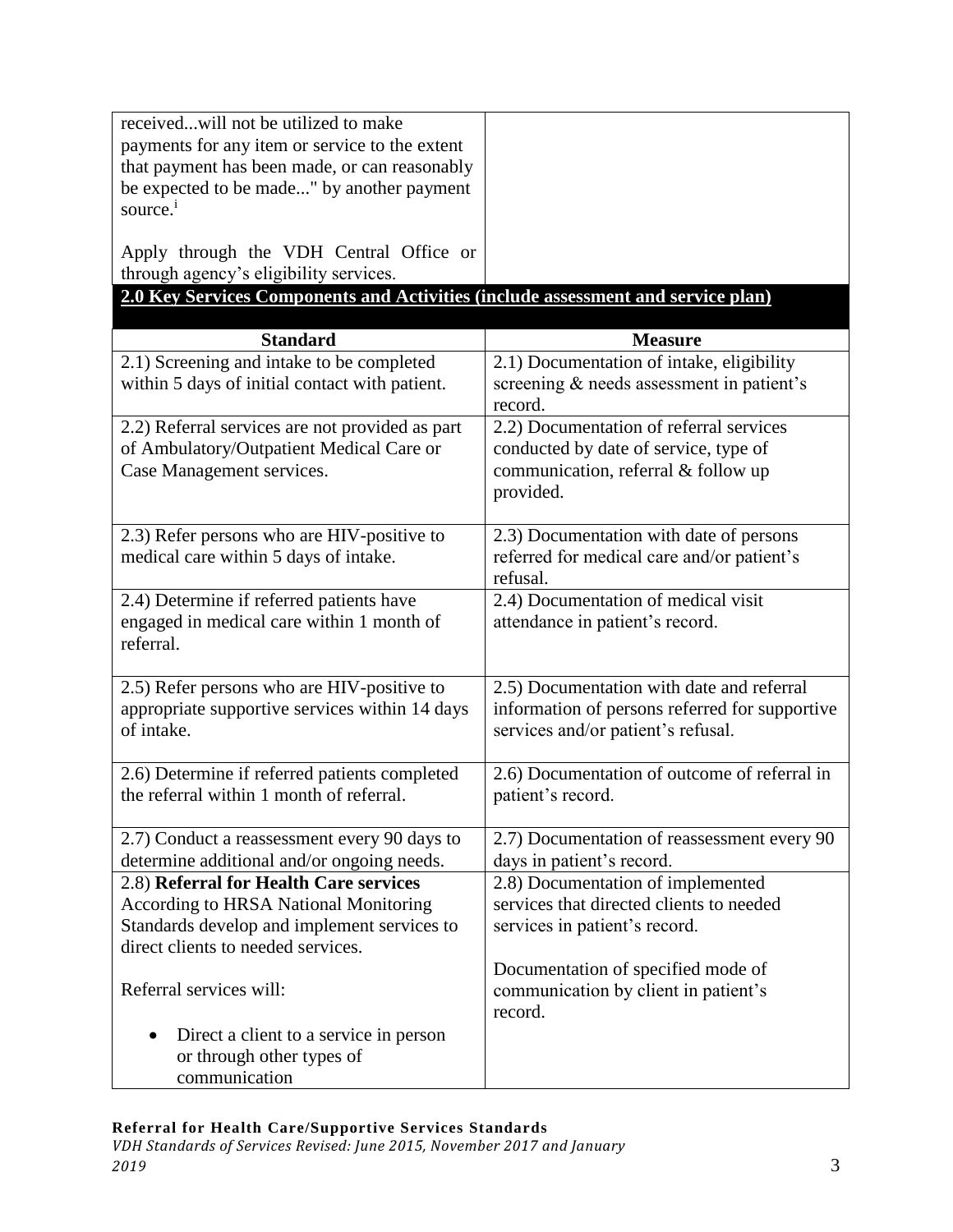| | |
|---|---|
| received...will not be utilized to make payments for any item or service to the extent that payment has been made, or can reasonably be expected to be made..." by another payment source.[i]<br><br>Apply through the VDH Central Office or through agency's eligibility services. | |

## 2.0 Key Services Components and Activities (include assessment and service plan)

| Standard | Measure |
|---|---|
| 2.1) Screening and intake to be completed within 5 days of initial contact with patient. | 2.1) Documentation of intake, eligibility screening & needs assessment in patient's record. |
| 2.2) Referral services are not provided as part of Ambulatory/Outpatient Medical Care or Case Management services. | 2.2) Documentation of referral services conducted by date of service, type of communication, referral & follow up provided. |
| 2.3) Refer persons who are HIV-positive to medical care within 5 days of intake. | 2.3) Documentation with date of persons referred for medical care and/or patient's refusal. |
| 2.4) Determine if referred patients have engaged in medical care within 1 month of referral. | 2.4) Documentation of medical visit attendance in patient's record. |
| 2.5) Refer persons who are HIV-positive to appropriate supportive services within 14 days of intake. | 2.5) Documentation with date and referral information of persons referred for supportive services and/or patient's refusal. |
| 2.6) Determine if referred patients completed the referral within 1 month of referral. | 2.6) Documentation of outcome of referral in patient's record. |
| 2.7) Conduct a reassessment every 90 days to determine additional and/or ongoing needs. | 2.7) Documentation of reassessment every 90 days in patient's record. |
| 2.8) **Referral for Health Care services** According to HRSA National Monitoring Standards develop and implement services to direct clients to needed services.<br><br>Referral services will:<br><br>• Direct a client to a service in person or through other types of communication | 2.8) Documentation of implemented services that directed clients to needed services in patient's record.<br><br>Documentation of specified mode of communication by client in patient's record. |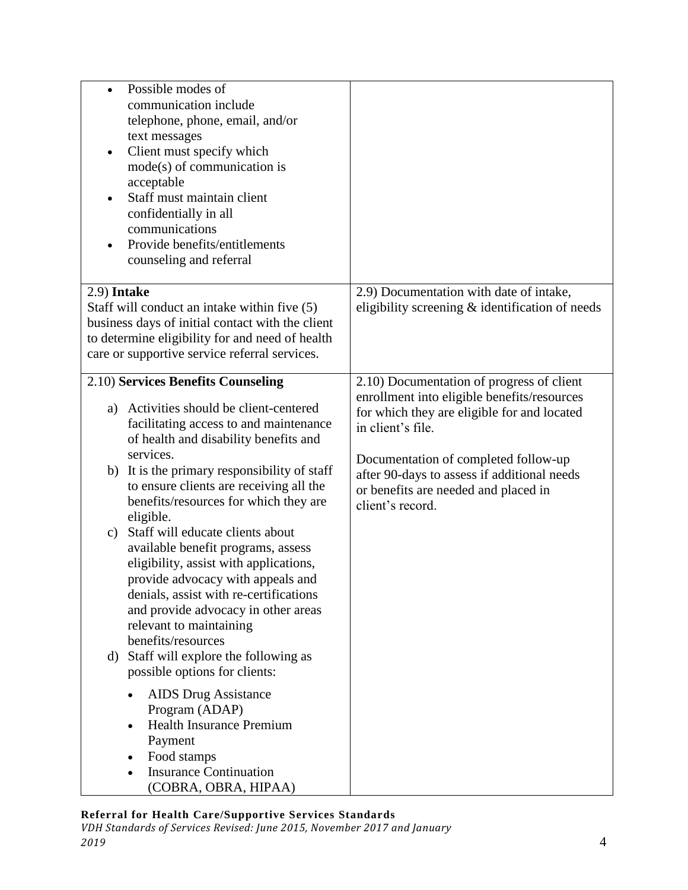| | |
|---|---|
| • Possible modes of communication include telephone, phone, email, and/or text messages<br>• Client must specify which mode(s) of communication is acceptable<br>• Staff must maintain client confidentially in all communications<br>• Provide benefits/entitlements counseling and referral | |
| 2.9) **Intake**<br>Staff will conduct an intake within five (5) business days of initial contact with the client to determine eligibility for and need of health care or supportive service referral services. | 2.9) Documentation with date of intake, eligibility screening & identification of needs |
| 2.10) **Services Benefits Counseling**<br>a) Activities should be client-centered facilitating access to and maintenance of health and disability benefits and services.<br>b) It is the primary responsibility of staff to ensure clients are receiving all the benefits/resources for which they are eligible.<br>c) Staff will educate clients about available benefit programs, assess eligibility, assist with applications, provide advocacy with appeals and denials, assist with re-certifications and provide advocacy in other areas relevant to maintaining benefits/resources<br>d) Staff will explore the following as possible options for clients:<br>• AIDS Drug Assistance Program (ADAP)<br>• Health Insurance Premium Payment<br>• Food stamps<br>• Insurance Continuation (COBRA, OBRA, HIPAA) | 2.10) Documentation of progress of client enrollment into eligible benefits/resources for which they are eligible for and located in client's file.<br><br>Documentation of completed follow-up after 90-days to assess if additional needs or benefits are needed and placed in client's record. |

**Referral for Health Care/Supportive Services Standards**
*VDH Standards of Services Revised: June 2015, November 2017 and January 2019*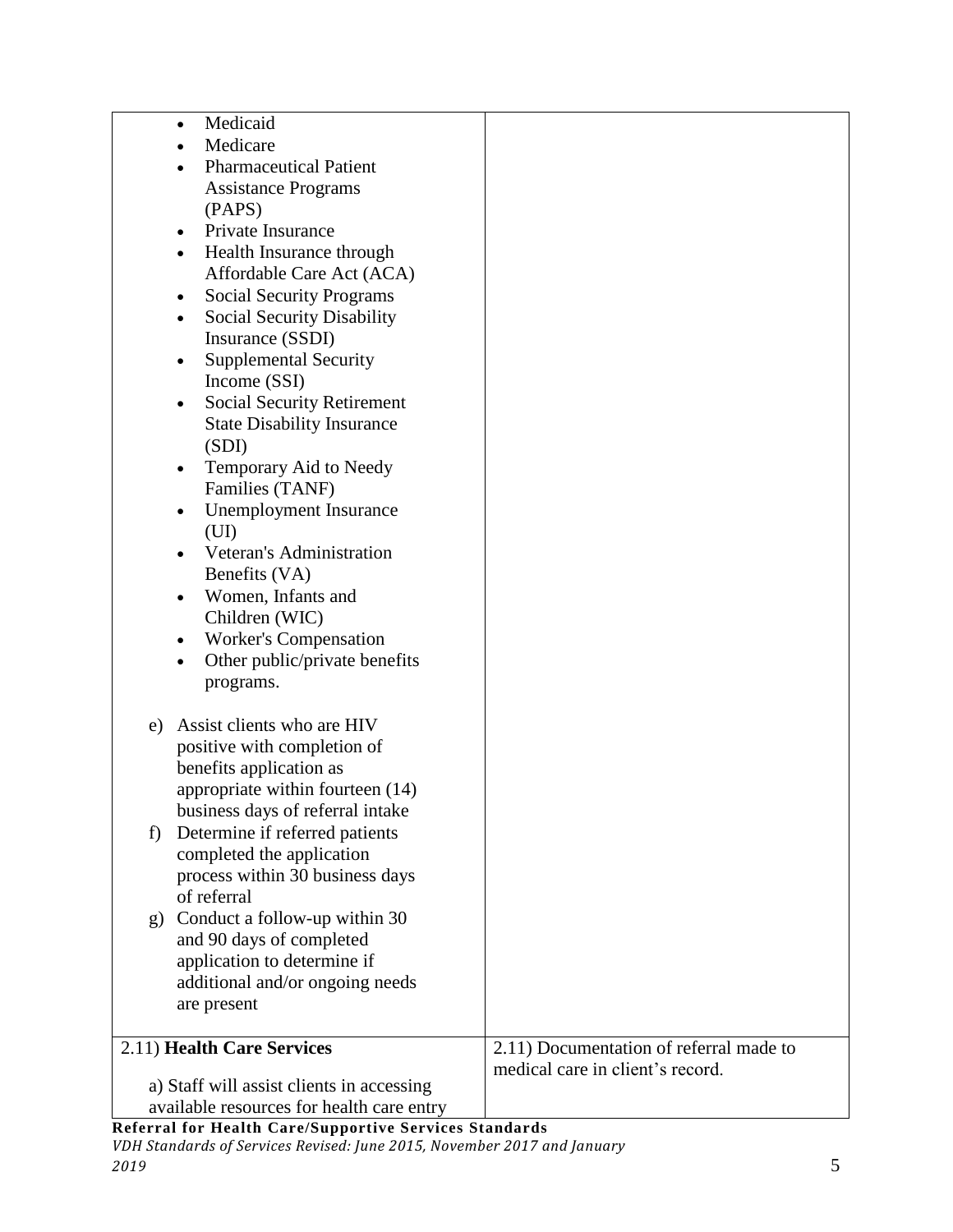| | |
|---|---|
| • Medicaid<br>• Medicare<br>• Pharmaceutical Patient Assistance Programs (PAPS)<br>• Private Insurance<br>• Health Insurance through Affordable Care Act (ACA)<br>• Social Security Programs<br>• Social Security Disability Insurance (SSDI)<br>• Supplemental Security Income (SSI)<br>• Social Security Retirement State Disability Insurance (SDI)<br>• Temporary Aid to Needy Families (TANF)<br>• Unemployment Insurance (UI)<br>• Veteran's Administration Benefits (VA)<br>• Women, Infants and Children (WIC)<br>• Worker's Compensation<br>• Other public/private benefits programs.<br><br>e) Assist clients who are HIV positive with completion of benefits application as appropriate within fourteen (14) business days of referral intake<br>f) Determine if referred patients completed the application process within 30 business days of referral<br>g) Conduct a follow-up within 30 and 90 days of completed application to determine if additional and/or ongoing needs are present | |
| 2.11) **Health Care Services**<br><br>a) Staff will assist clients in accessing available resources for health care entry | 2.11) Documentation of referral made to medical care in client's record. |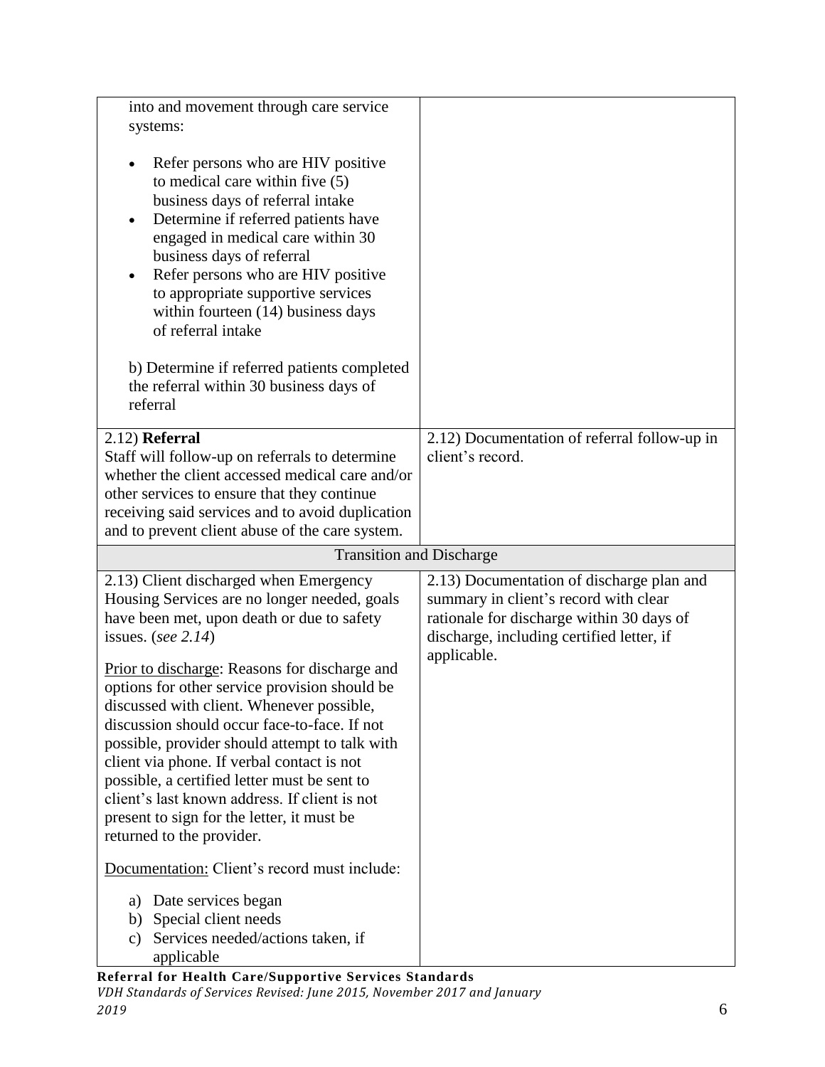| | |
|---|---|
| into and movement through care service systems:<br><br>• Refer persons who are HIV positive to medical care within five (5) business days of referral intake<br>• Determine if referred patients have engaged in medical care within 30 business days of referral<br>• Refer persons who are HIV positive to appropriate supportive services within fourteen (14) business days of referral intake<br><br>b) Determine if referred patients completed the referral within 30 business days of referral | |
| 2.12) **Referral**<br>Staff will follow-up on referrals to determine whether the client accessed medical care and/or other services to ensure that they continue receiving said services and to avoid duplication and to prevent client abuse of the care system. | 2.12) Documentation of referral follow-up in client's record. |
| **Transition and Discharge** | |
| 2.13) Client discharged when Emergency Housing Services are no longer needed, goals have been met, upon death or due to safety issues. (*see 2.14*)<br><br>Prior to discharge: Reasons for discharge and options for other service provision should be discussed with client. Whenever possible, discussion should occur face-to-face. If not possible, provider should attempt to talk with client via phone. If verbal contact is not possible, a certified letter must be sent to client's last known address. If client is not present to sign for the letter, it must be returned to the provider.<br><br>Documentation: Client's record must include:<br><br>a) Date services began<br>b) Special client needs<br>c) Services needed/actions taken, if applicable | 2.13) Documentation of discharge plan and summary in client's record with clear rationale for discharge within 30 days of discharge, including certified letter, if applicable. |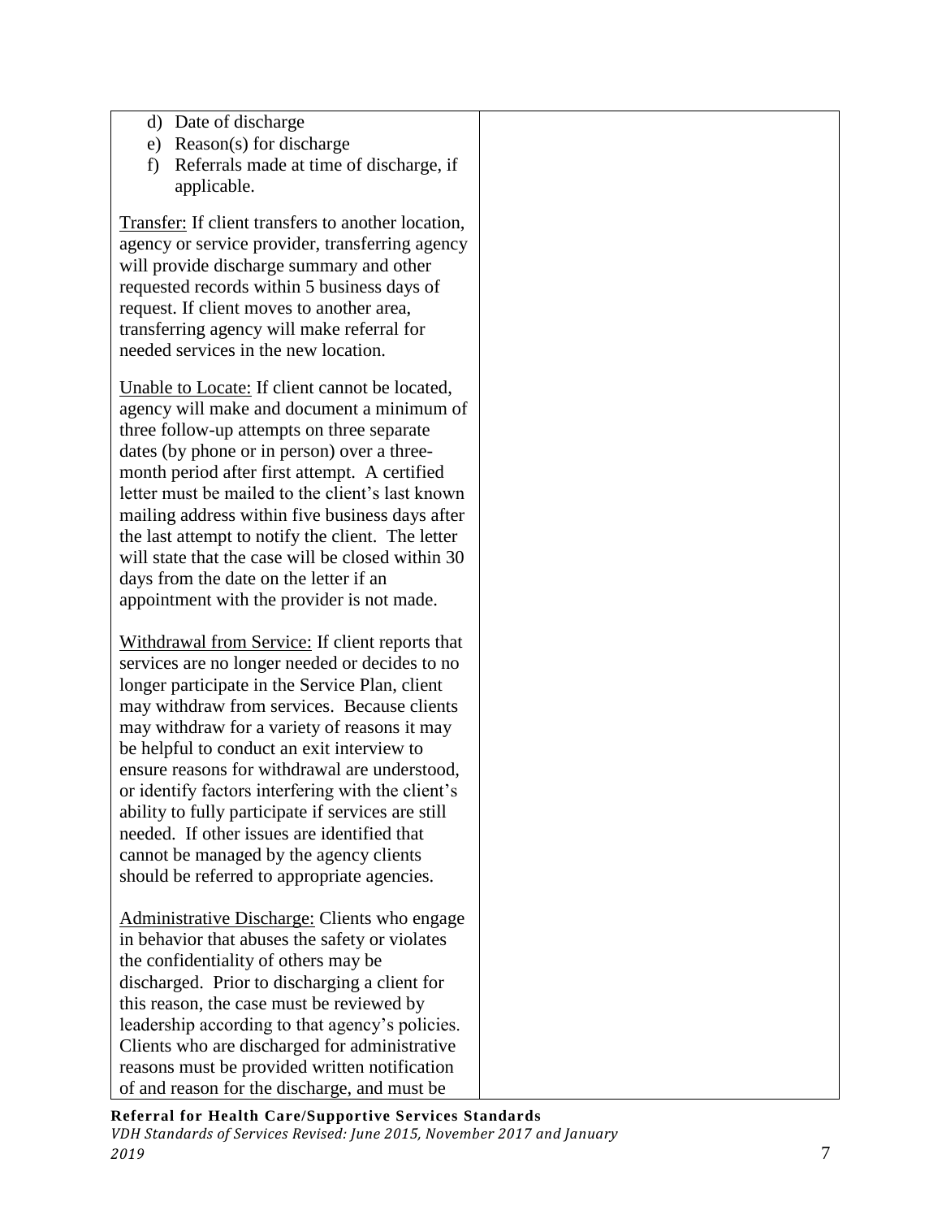| | |
|---|---|
| d) Date of discharge<br>e) Reason(s) for discharge<br>f) Referrals made at time of discharge, if applicable.<br><br><u>Transfer:</u> If client transfers to another location, agency or service provider, transferring agency will provide discharge summary and other requested records within 5 business days of request. If client moves to another area, transferring agency will make referral for needed services in the new location.<br><br><u>Unable to Locate:</u> If client cannot be located, agency will make and document a minimum of three follow-up attempts on three separate dates (by phone or in person) over a three-month period after first attempt. A certified letter must be mailed to the client's last known mailing address within five business days after the last attempt to notify the client. The letter will state that the case will be closed within 30 days from the date on the letter if an appointment with the provider is not made.<br><br><u>Withdrawal from Service:</u> If client reports that services are no longer needed or decides to no longer participate in the Service Plan, client may withdraw from services. Because clients may withdraw for a variety of reasons it may be helpful to conduct an exit interview to ensure reasons for withdrawal are understood, or identify factors interfering with the client's ability to fully participate if services are still needed. If other issues are identified that cannot be managed by the agency clients should be referred to appropriate agencies.<br><br><u>Administrative Discharge:</u> Clients who engage in behavior that abuses the safety or violates the confidentiality of others may be discharged. Prior to discharging a client for this reason, the case must be reviewed by leadership according to that agency's policies. Clients who are discharged for administrative reasons must be provided written notification of and reason for the discharge, and must be | |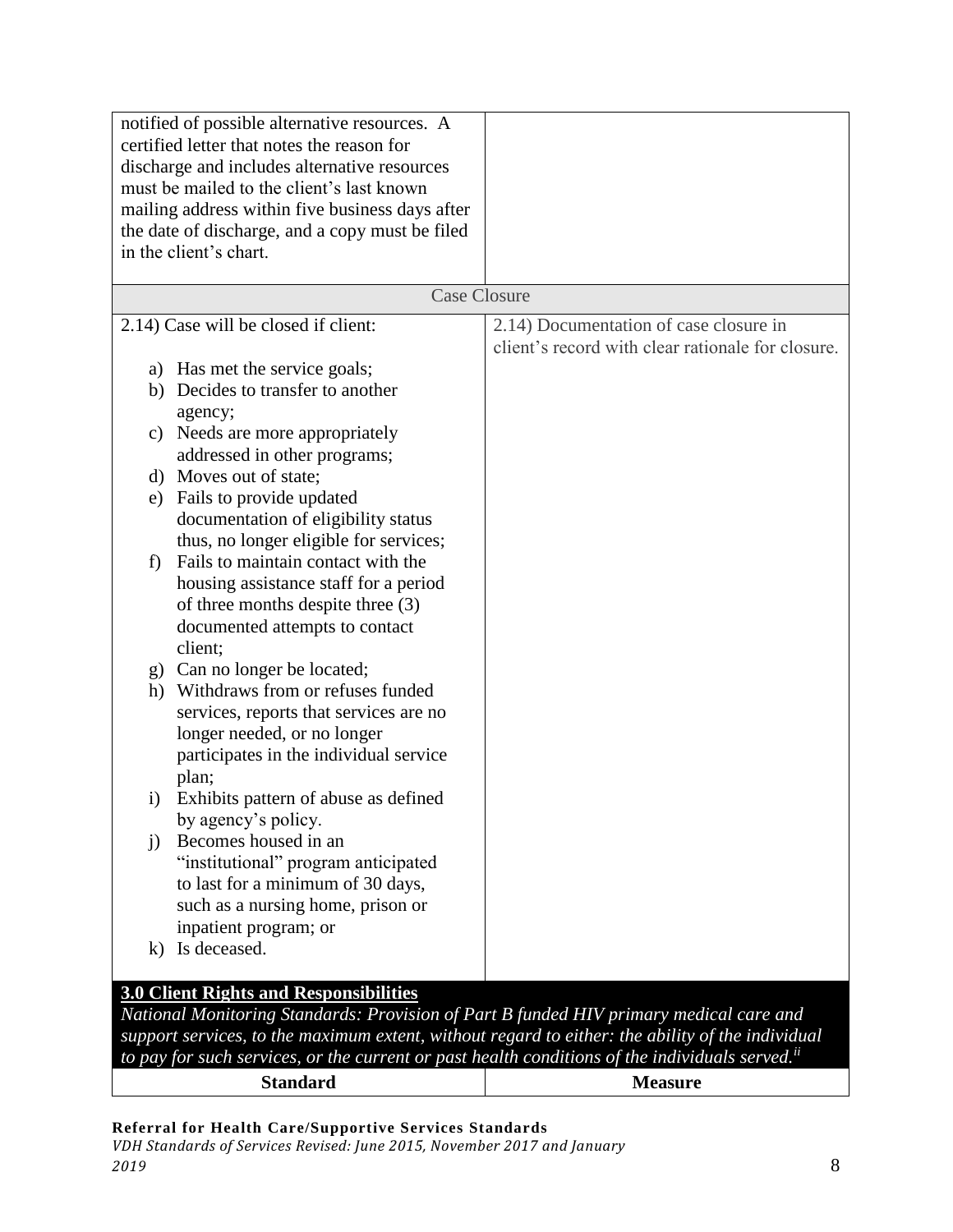| | |
|---|---|
| notified of possible alternative resources. A certified letter that notes the reason for discharge and includes alternative resources must be mailed to the client's last known mailing address within five business days after the date of discharge, and a copy must be filed in the client's chart. | |
| **Case Closure** | |
| 2.14) Case will be closed if client:<br><br>a) Has met the service goals;<br>b) Decides to transfer to another agency;<br>c) Needs are more appropriately addressed in other programs;<br>d) Moves out of state;<br>e) Fails to provide updated documentation of eligibility status thus, no longer eligible for services;<br>f) Fails to maintain contact with the housing assistance staff for a period of three months despite three (3) documented attempts to contact client;<br>g) Can no longer be located;<br>h) Withdraws from or refuses funded services, reports that services are no longer needed, or no longer participates in the individual service plan;<br>i) Exhibits pattern of abuse as defined by agency's policy.<br>j) Becomes housed in an "institutional" program anticipated to last for a minimum of 30 days, such as a nursing home, prison or inpatient program; or<br>k) Is deceased. | 2.14) Documentation of case closure in client's record with clear rationale for closure. |

**3.0 Client Rights and Responsibilities**

*National Monitoring Standards: Provision of Part B funded HIV primary medical care and support services, to the maximum extent, without regard to either: the ability of the individual to pay for such services, or the current or past health conditions of the individuals served.*[ii]

| Standard | Measure |
|---|---|

**Referral for Health Care/Supportive Services Standards**
*VDH Standards of Services Revised: June 2015, November 2017 and January 2019*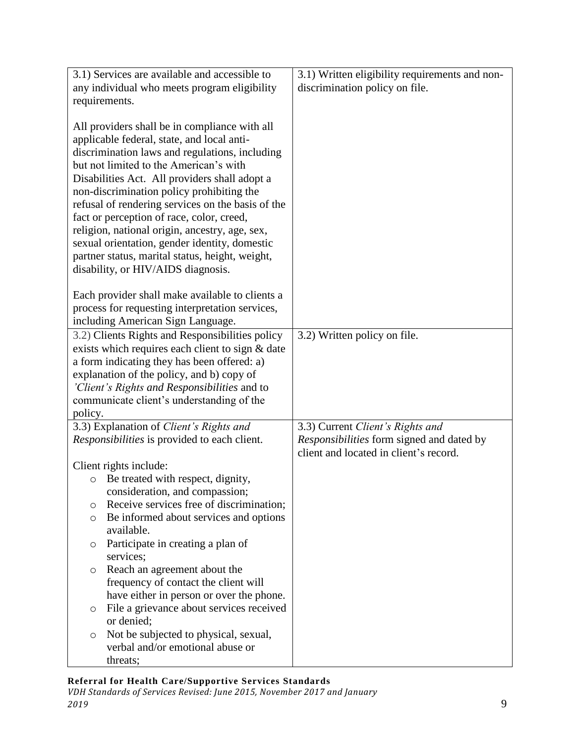| | |
|---|---|
| 3.1) Services are available and accessible to any individual who meets program eligibility requirements.<br><br>All providers shall be in compliance with all applicable federal, state, and local anti-discrimination laws and regulations, including but not limited to the American's with Disabilities Act. All providers shall adopt a non-discrimination policy prohibiting the refusal of rendering services on the basis of the fact or perception of race, color, creed, religion, national origin, ancestry, age, sex, sexual orientation, gender identity, domestic partner status, marital status, height, weight, disability, or HIV/AIDS diagnosis.<br><br>Each provider shall make available to clients a process for requesting interpretation services, including American Sign Language. | 3.1) Written eligibility requirements and non-discrimination policy on file. |
| 3.2) Clients Rights and Responsibilities policy exists which requires each client to sign & date a form indicating they has been offered: a) explanation of the policy, and b) copy of *'Client's Rights and Responsibilities* and to communicate client's understanding of the policy. | 3.2) Written policy on file. |
| 3.3) Explanation of *Client's Rights and Responsibilities* is provided to each client.<br><br>Client rights include:<br>○ Be treated with respect, dignity, consideration, and compassion;<br>○ Receive services free of discrimination;<br>○ Be informed about services and options available.<br>○ Participate in creating a plan of services;<br>○ Reach an agreement about the frequency of contact the client will have either in person or over the phone.<br>○ File a grievance about services received or denied;<br>○ Not be subjected to physical, sexual, verbal and/or emotional abuse or threats; | 3.3) Current *Client's Rights and Responsibilities* form signed and dated by client and located in client's record. |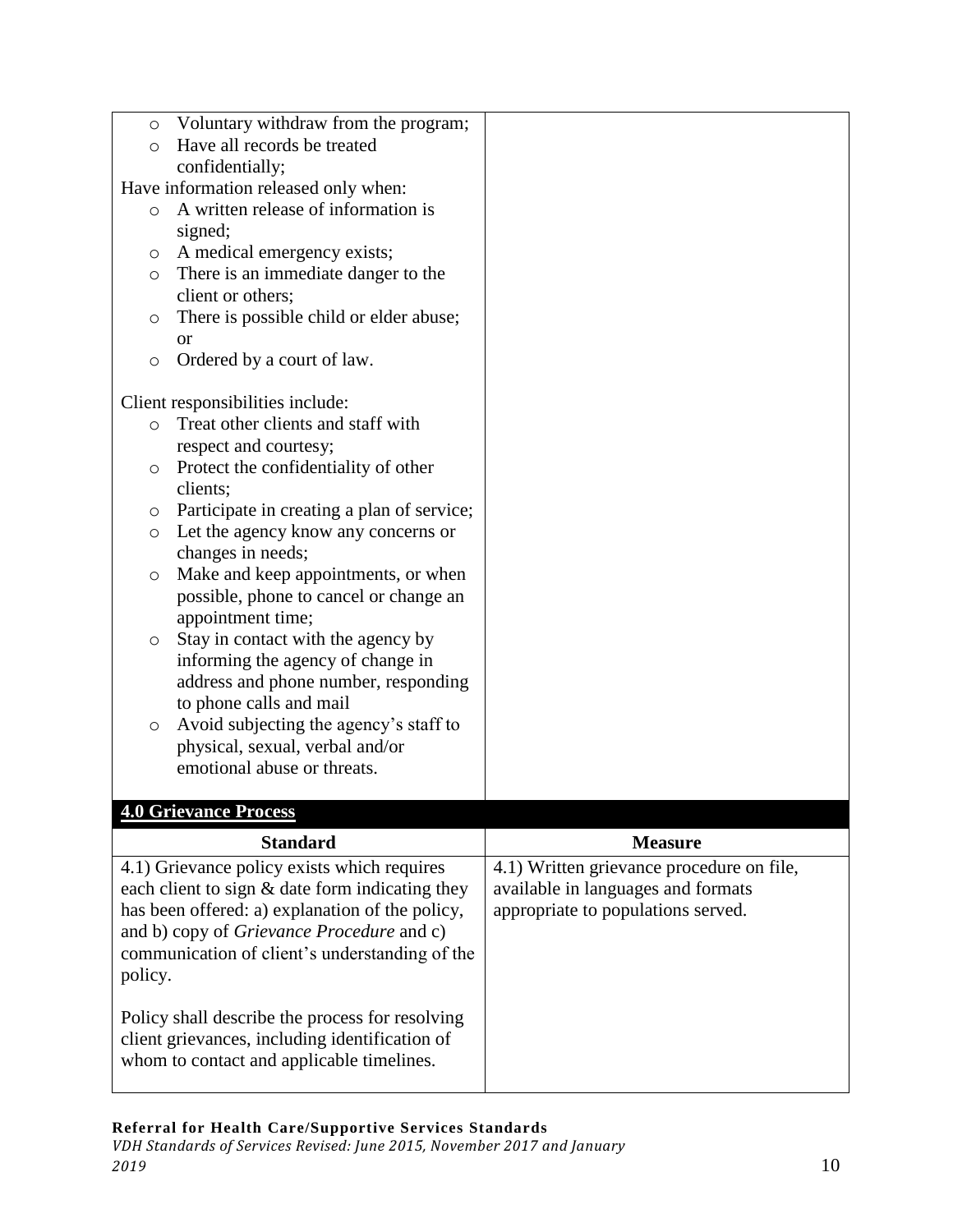| | |
|---|---|
| ○ Voluntary withdraw from the program;<br>○ Have all records be treated confidentially;<br>Have information released only when:<br>○ A written release of information is signed;<br>○ A medical emergency exists;<br>○ There is an immediate danger to the client or others;<br>○ There is possible child or elder abuse; or<br>○ Ordered by a court of law.<br><br>Client responsibilities include:<br>○ Treat other clients and staff with respect and courtesy;<br>○ Protect the confidentiality of other clients;<br>○ Participate in creating a plan of service;<br>○ Let the agency know any concerns or changes in needs;<br>○ Make and keep appointments, or when possible, phone to cancel or change an appointment time;<br>○ Stay in contact with the agency by informing the agency of change in address and phone number, responding to phone calls and mail<br>○ Avoid subjecting the agency's staff to physical, sexual, verbal and/or emotional abuse or threats. | |

## 4.0 Grievance Process

| Standard | Measure |
|---|---|
| 4.1) Grievance policy exists which requires each client to sign & date form indicating they has been offered: a) explanation of the policy, and b) copy of *Grievance Procedure* and c) communication of client's understanding of the policy.<br><br>Policy shall describe the process for resolving client grievances, including identification of whom to contact and applicable timelines. | 4.1) Written grievance procedure on file, available in languages and formats appropriate to populations served. |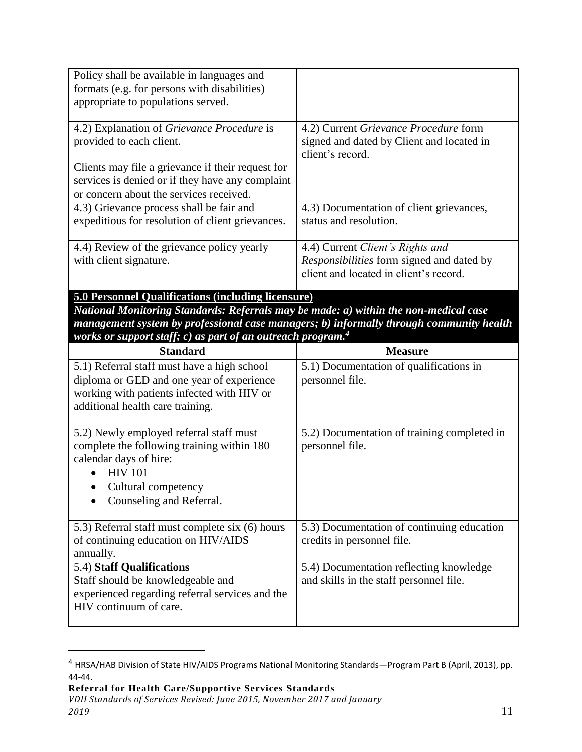| | |
|---|---|
| Policy shall be available in languages and formats (e.g. for persons with disabilities) appropriate to populations served. | |
| 4.2) Explanation of *Grievance Procedure* is provided to each client.<br><br>Clients may file a grievance if their request for services is denied or if they have any complaint or concern about the services received. | 4.2) Current *Grievance Procedure* form signed and dated by Client and located in client's record. |
| 4.3) Grievance process shall be fair and expeditious for resolution of client grievances. | 4.3) Documentation of client grievances, status and resolution. |
| 4.4) Review of the grievance policy yearly with client signature. | 4.4) Current *Client's Rights and Responsibilities* form signed and dated by client and located in client's record. |

**5.0 Personnel Qualifications (including licensure)**
***National Monitoring Standards: Referrals may be made: a) within the non-medical case management system by professional case managers; b) informally through community health works or support staff; c) as part of an outreach program.[4]***

| Standard | Measure |
|---|---|
| 5.1) Referral staff must have a high school diploma or GED and one year of experience working with patients infected with HIV or additional health care training. | 5.1) Documentation of qualifications in personnel file. |
| 5.2) Newly employed referral staff must complete the following training within 180 calendar days of hire:<br>• HIV 101<br>• Cultural competency<br>• Counseling and Referral. | 5.2) Documentation of training completed in personnel file. |
| 5.3) Referral staff must complete six (6) hours of continuing education on HIV/AIDS annually. | 5.3) Documentation of continuing education credits in personnel file. |
| 5.4) **Staff Qualifications**<br>Staff should be knowledgeable and experienced regarding referral services and the HIV continuum of care. | 5.4) Documentation reflecting knowledge and skills in the staff personnel file. |

[4] HRSA/HAB Division of State HIV/AIDS Programs National Monitoring Standards—Program Part B (April, 2013), pp. 44-44.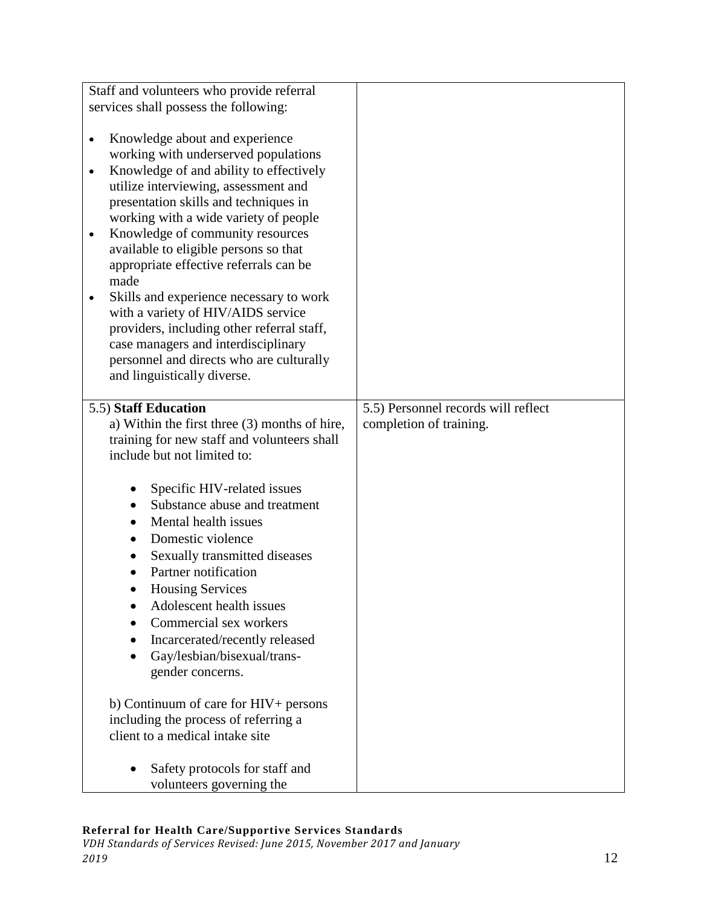| | |
|---|---|
| Staff and volunteers who provide referral services shall possess the following:<br><br>• Knowledge about and experience working with underserved populations<br>• Knowledge of and ability to effectively utilize interviewing, assessment and presentation skills and techniques in working with a wide variety of people<br>• Knowledge of community resources available to eligible persons so that appropriate effective referrals can be made<br>• Skills and experience necessary to work with a variety of HIV/AIDS service providers, including other referral staff, case managers and interdisciplinary personnel and directs who are culturally and linguistically diverse. | |
| 5.5) **Staff Education**<br>a) Within the first three (3) months of hire, training for new staff and volunteers shall include but not limited to:<br><br>• Specific HIV-related issues<br>• Substance abuse and treatment<br>• Mental health issues<br>• Domestic violence<br>• Sexually transmitted diseases<br>• Partner notification<br>• Housing Services<br>• Adolescent health issues<br>• Commercial sex workers<br>• Incarcerated/recently released<br>• Gay/lesbian/bisexual/trans-gender concerns.<br><br>b) Continuum of care for HIV+ persons including the process of referring a client to a medical intake site<br><br>• Safety protocols for staff and volunteers governing the | 5.5) Personnel records will reflect completion of training. |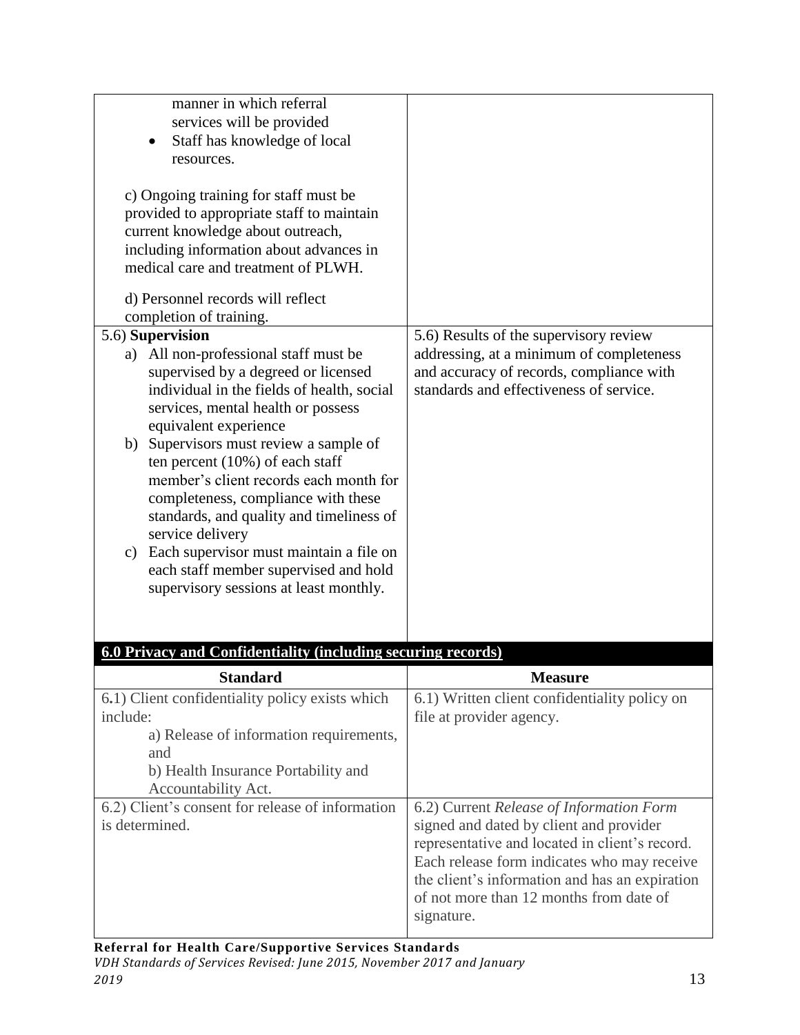| | |
|---|---|
| manner in which referral services will be provided<br>• Staff has knowledge of local resources.<br><br>c) Ongoing training for staff must be provided to appropriate staff to maintain current knowledge about outreach, including information about advances in medical care and treatment of PLWH.<br><br>d) Personnel records will reflect completion of training. | |
| 5.6) **Supervision**<br>a) All non-professional staff must be supervised by a degreed or licensed individual in the fields of health, social services, mental health or possess equivalent experience<br>b) Supervisors must review a sample of ten percent (10%) of each staff member's client records each month for completeness, compliance with these standards, and quality and timeliness of service delivery<br>c) Each supervisor must maintain a file on each staff member supervised and hold supervisory sessions at least monthly. | 5.6) Results of the supervisory review addressing, at a minimum of completeness and accuracy of records, compliance with standards and effectiveness of service. |

## 6.0 Privacy and Confidentiality (including securing records)

| Standard | Measure |
|---|---|
| 6.1) Client confidentiality policy exists which include:<br>a) Release of information requirements, and<br>b) Health Insurance Portability and Accountability Act. | 6.1) Written client confidentiality policy on file at provider agency. |
| 6.2) Client's consent for release of information is determined. | 6.2) Current *Release of Information Form* signed and dated by client and provider representative and located in client's record. Each release form indicates who may receive the client's information and has an expiration of not more than 12 months from date of signature. |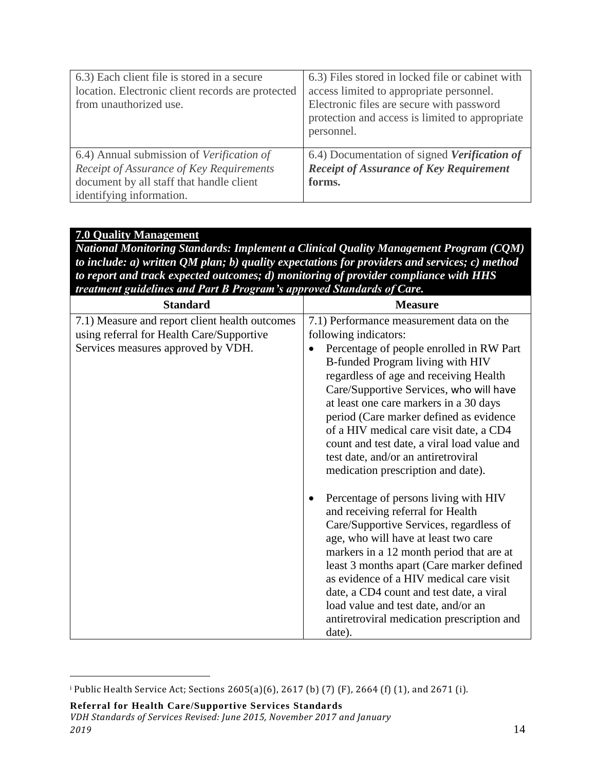| | |
|---|---|
| 6.3) Each client file is stored in a secure location. Electronic client records are protected from unauthorized use. | 6.3) Files stored in locked file or cabinet with access limited to appropriate personnel. Electronic files are secure with password protection and access is limited to appropriate personnel. |
| 6.4) Annual submission of *Verification of Receipt of Assurance of Key Requirements* document by all staff that handle client identifying information. | 6.4) Documentation of signed ***Verification of Receipt of Assurance of Key Requirement* forms.** |

**7.0 Quality Management**

***National Monitoring Standards: Implement a Clinical Quality Management Program (CQM) to include: a) written QM plan; b) quality expectations for providers and services; c) method to report and track expected outcomes; d) monitoring of provider compliance with HHS treatment guidelines and Part B Program's approved Standards of Care.***

| Standard | Measure |
|---|---|
| 7.1) Measure and report client health outcomes using referral for Health Care/Supportive Services measures approved by VDH. | 7.1) Performance measurement data on the following indicators:<br>• Percentage of people enrolled in RW Part B-funded Program living with HIV regardless of age and receiving Health Care/Supportive Services, who will have at least one care markers in a 30 days period (Care marker defined as evidence of a HIV medical care visit date, a CD4 count and test date, a viral load value and test date, and/or an antiretroviral medication prescription and date).<br>• Percentage of persons living with HIV and receiving referral for Health Care/Supportive Services, regardless of age, who will have at least two care markers in a 12 month period that are at least 3 months apart (Care marker defined as evidence of a HIV medical care visit date, a CD4 count and test date, a viral load value and test date, and/or an antiretroviral medication prescription and date). |

[i] Public Health Service Act; Sections 2605(a)(6), 2617 (b) (7) (F), 2664 (f) (1), and 2671 (i).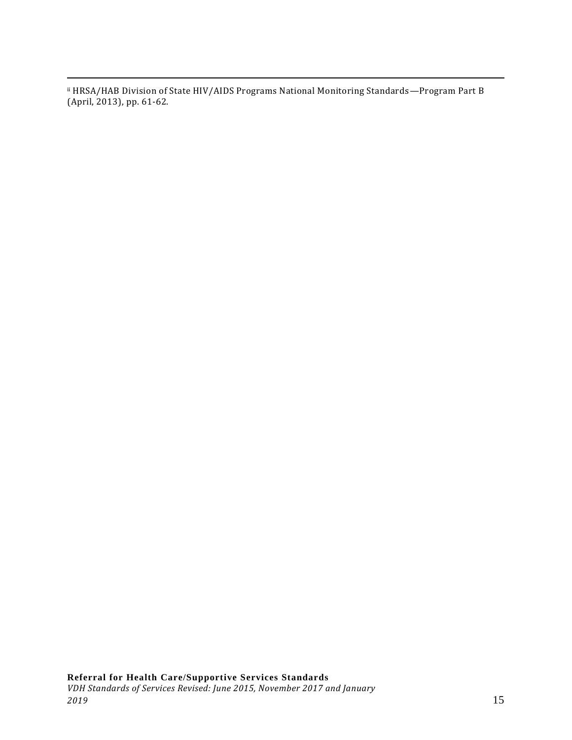[ii] HRSA/HAB Division of State HIV/AIDS Programs National Monitoring Standards—Program Part B (April, 2013), pp. 61-62.